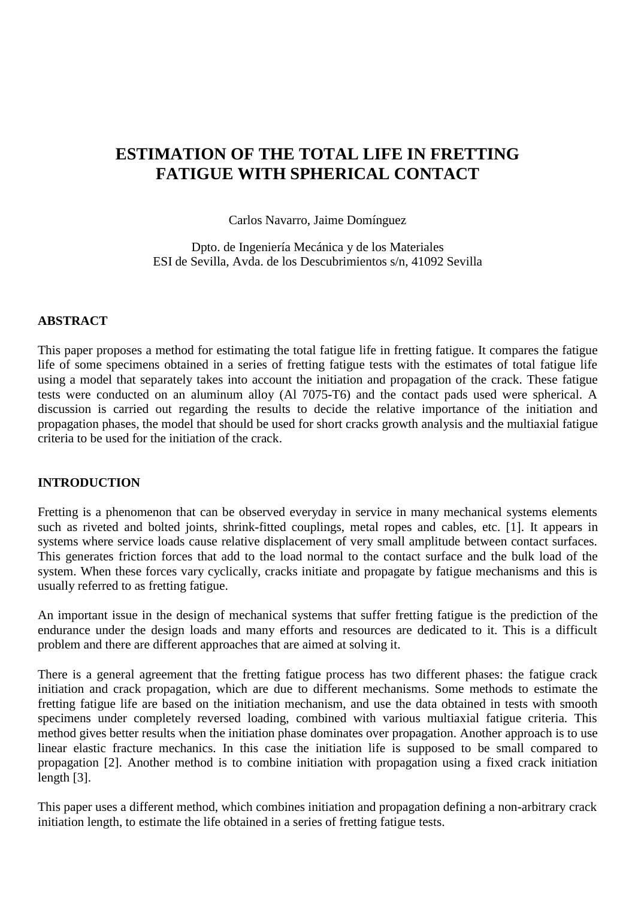# ESTIMATION OF THE TOTAL LIFE IN FRETTING FATIGUE WITH SPHERICAL CONTACT

Carlos Navarro, Jaime Domínguez

Dpto. de Ingeniería Mecánica y de los Materiales
ESI de Sevilla, Avda. de los Descubrimientos s/n, 41092 Sevilla

## ABSTRACT

This paper proposes a method for estimating the total fatigue life in fretting fatigue. It compares the fatigue life of some specimens obtained in a series of fretting fatigue tests with the estimates of total fatigue life using a model that separately takes into account the initiation and propagation of the crack. These fatigue tests were conducted on an aluminum alloy (Al 7075-T6) and the contact pads used were spherical. A discussion is carried out regarding the results to decide the relative importance of the initiation and propagation phases, the model that should be used for short cracks growth analysis and the multiaxial fatigue criteria to be used for the initiation of the crack.

## INTRODUCTION

Fretting is a phenomenon that can be observed everyday in service in many mechanical systems elements such as riveted and bolted joints, shrink-fitted couplings, metal ropes and cables, etc. [1]. It appears in systems where service loads cause relative displacement of very small amplitude between contact surfaces. This generates friction forces that add to the load normal to the contact surface and the bulk load of the system. When these forces vary cyclically, cracks initiate and propagate by fatigue mechanisms and this is usually referred to as fretting fatigue.

An important issue in the design of mechanical systems that suffer fretting fatigue is the prediction of the endurance under the design loads and many efforts and resources are dedicated to it. This is a difficult problem and there are different approaches that are aimed at solving it.

There is a general agreement that the fretting fatigue process has two different phases: the fatigue crack initiation and crack propagation, which are due to different mechanisms. Some methods to estimate the fretting fatigue life are based on the initiation mechanism, and use the data obtained in tests with smooth specimens under completely reversed loading, combined with various multiaxial fatigue criteria. This method gives better results when the initiation phase dominates over propagation. Another approach is to use linear elastic fracture mechanics. In this case the initiation life is supposed to be small compared to propagation [2]. Another method is to combine initiation with propagation using a fixed crack initiation length [3].

This paper uses a different method, which combines initiation and propagation defining a non-arbitrary crack initiation length, to estimate the life obtained in a series of fretting fatigue tests.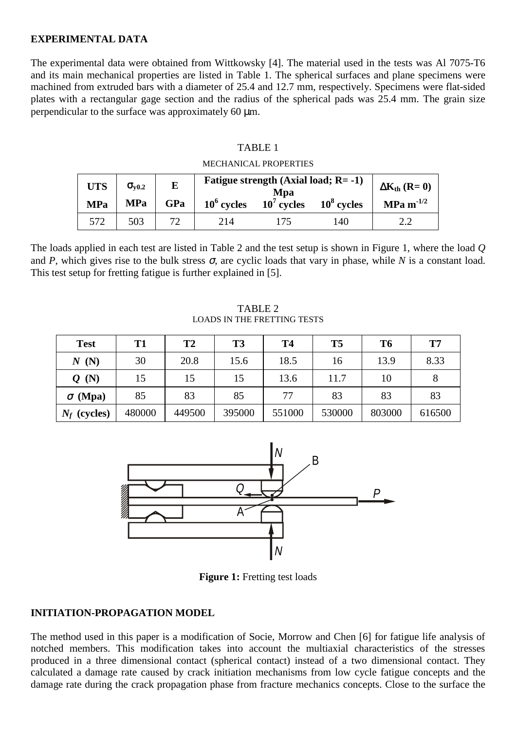## EXPERIMENTAL DATA

The experimental data were obtained from Wittkowsky [4]. The material used in the tests was Al 7075-T6 and its main mechanical properties are listed in Table 1. The spherical surfaces and plane specimens were machined from extruded bars with a diameter of 25.4 and 12.7 mm, respectively. Specimens were flat-sided plates with a rectangular gage section and the radius of the spherical pads was 25.4 mm. The grain size perpendicular to the surface was approximately 60 μm.

TABLE 1

MECHANICAL PROPERTIES

| UTS | $\sigma_{y0.2}$ | E | Fatigue strength (Axial load; R= -1) Mpa | | | $\Delta K_{th}$ (R= 0) |
|---|---|---|---|---|---|---|
| MPa | MPa | GPa | $10^6$ cycles | $10^7$ cycles | $10^8$ cycles | MPa $m^{-1/2}$ |
| 572 | 503 | 72 | 214 | 175 | 140 | 2.2 |

The loads applied in each test are listed in Table 2 and the test setup is shown in Figure 1, where the load $Q$ and $P$, which gives rise to the bulk stress $\sigma$, are cyclic loads that vary in phase, while $N$ is a constant load. This test setup for fretting fatigue is further explained in [5].

TABLE 2
LOADS IN THE FRETTING TESTS

| Test | T1 | T2 | T3 | T4 | T5 | T6 | T7 |
|---|---|---|---|---|---|---|---|
| $N$ (N) | 30 | 20.8 | 15.6 | 18.5 | 16 | 13.9 | 8.33 |
| $Q$ (N) | 15 | 15 | 15 | 13.6 | 11.7 | 10 | 8 |
| $\sigma$ (Mpa) | 85 | 83 | 85 | 77 | 83 | 83 | 83 |
| $N_f$ (cycles) | 480000 | 449500 | 395000 | 551000 | 530000 | 803000 | 616500 |

**Figure 1:** Fretting test loads

## INITIATION-PROPAGATION MODEL

The method used in this paper is a modification of Socie, Morrow and Chen [6] for fatigue life analysis of notched members. This modification takes into account the multiaxial characteristics of the stresses produced in a three dimensional contact (spherical contact) instead of a two dimensional contact. They calculated a damage rate caused by crack initiation mechanisms from low cycle fatigue concepts and the damage rate during the crack propagation phase from fracture mechanics concepts. Close to the surface the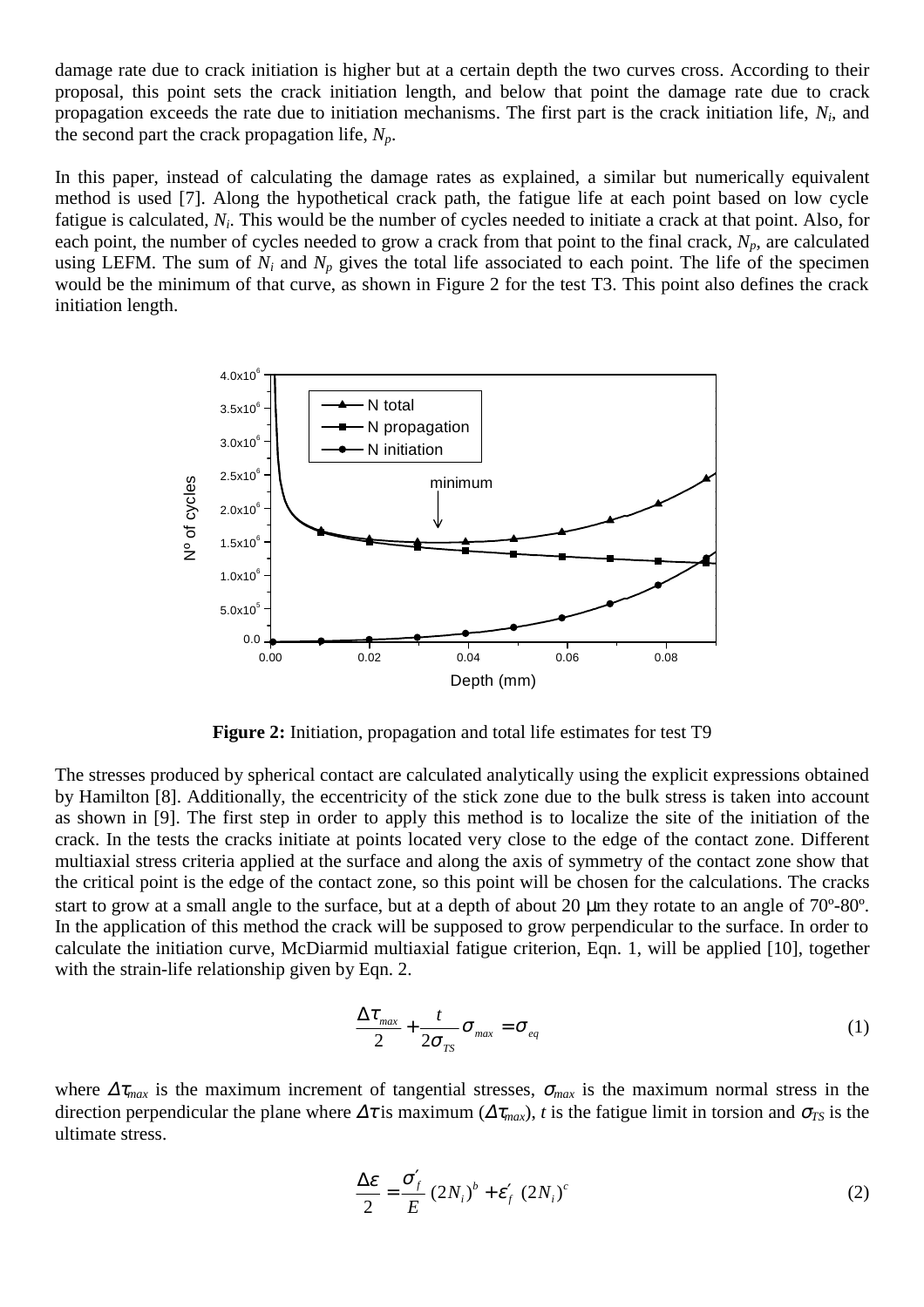damage rate due to crack initiation is higher but at a certain depth the two curves cross. According to their proposal, this point sets the crack initiation length, and below that point the damage rate due to crack propagation exceeds the rate due to initiation mechanisms. The first part is the crack initiation life, $N_i$, and the second part the crack propagation life, $N_p$.

In this paper, instead of calculating the damage rates as explained, a similar but numerically equivalent method is used [7]. Along the hypothetical crack path, the fatigue life at each point based on low cycle fatigue is calculated, $N_i$. This would be the number of cycles needed to initiate a crack at that point. Also, for each point, the number of cycles needed to grow a crack from that point to the final crack, $N_p$, are calculated using LEFM. The sum of $N_i$ and $N_p$ gives the total life associated to each point. The life of the specimen would be the minimum of that curve, as shown in Figure 2 for the test T3. This point also defines the crack initiation length.

**Figure 2:** Initiation, propagation and total life estimates for test T9

The stresses produced by spherical contact are calculated analytically using the explicit expressions obtained by Hamilton [8]. Additionally, the eccentricity of the stick zone due to the bulk stress is taken into account as shown in [9]. The first step in order to apply this method is to localize the site of the initiation of the crack. In the tests the cracks initiate at points located very close to the edge of the contact zone. Different multiaxial stress criteria applied at the surface and along the axis of symmetry of the contact zone show that the critical point is the edge of the contact zone, so this point will be chosen for the calculations. The cracks start to grow at a small angle to the surface, but at a depth of about 20 μm they rotate to an angle of 70º-80º. In the application of this method the crack will be supposed to grow perpendicular to the surface. In order to calculate the initiation curve, McDiarmid multiaxial fatigue criterion, Eqn. 1, will be applied [10], together with the strain-life relationship given by Eqn. 2.

$$\frac{\Delta\tau_{max}}{2} + \frac{t}{2\sigma_{TS}}\sigma_{max} = \sigma_{eq} \tag{1}$$

where $\Delta\tau_{max}$ is the maximum increment of tangential stresses, $\sigma_{max}$ is the maximum normal stress in the direction perpendicular the plane where $\Delta\tau$ is maximum ($\Delta\tau_{max}$), $t$ is the fatigue limit in torsion and $\sigma_{TS}$ is the ultimate stress.

$$\frac{\Delta\varepsilon}{2} = \frac{\sigma'_f}{E}(2N_i)^b + \varepsilon'_f\,(2N_i)^c \tag{2}$$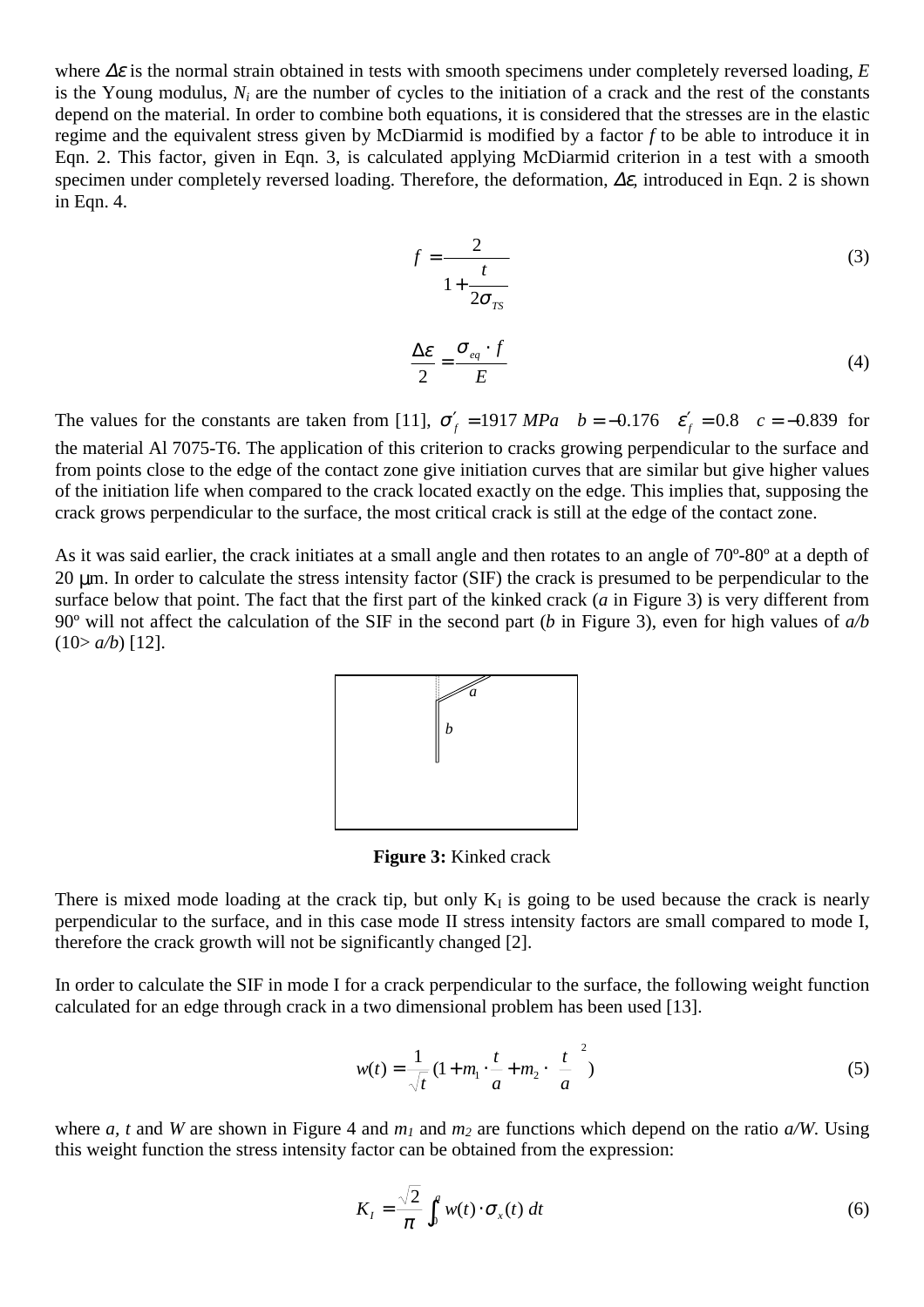where $\Delta\varepsilon$ is the normal strain obtained in tests with smooth specimens under completely reversed loading, $E$ is the Young modulus, $N_i$ are the number of cycles to the initiation of a crack and the rest of the constants depend on the material. In order to combine both equations, it is considered that the stresses are in the elastic regime and the equivalent stress given by McDiarmid is modified by a factor $f$ to be able to introduce it in Eqn. 2. This factor, given in Eqn. 3, is calculated applying McDiarmid criterion in a test with a smooth specimen under completely reversed loading. Therefore, the deformation, $\Delta\varepsilon$, introduced in Eqn. 2 is shown in Eqn. 4.

$$f = \frac{2}{1 + \dfrac{t}{2\sigma_{TS}}} \tag{3}$$

$$\frac{\Delta\varepsilon}{2} = \frac{\sigma_{eq} \cdot f}{E} \tag{4}$$

The values for the constants are taken from [11], $\sigma'_f = 1917\ MPa \quad b = -0.176 \quad \varepsilon'_f = 0.8 \quad c = -0.839$ for the material Al 7075-T6. The application of this criterion to cracks growing perpendicular to the surface and from points close to the edge of the contact zone give initiation curves that are similar but give higher values of the initiation life when compared to the crack located exactly on the edge. This implies that, supposing the crack grows perpendicular to the surface, the most critical crack is still at the edge of the contact zone.

As it was said earlier, the crack initiates at a small angle and then rotates to an angle of 70º-80º at a depth of 20 μm. In order to calculate the stress intensity factor (SIF) the crack is presumed to be perpendicular to the surface below that point. The fact that the first part of the kinked crack ($a$ in Figure 3) is very different from 90º will not affect the calculation of the SIF in the second part ($b$ in Figure 3), even for high values of $a/b$ ($10 > a/b$) [12].

**Figure 3:** Kinked crack

There is mixed mode loading at the crack tip, but only $K_I$ is going to be used because the crack is nearly perpendicular to the surface, and in this case mode II stress intensity factors are small compared to mode I, therefore the crack growth will not be significantly changed [2].

In order to calculate the SIF in mode I for a crack perpendicular to the surface, the following weight function calculated for an edge through crack in a two dimensional problem has been used [13].

$$w(t) = \frac{1}{\sqrt{t}}\left(1 + m_1 \cdot \frac{t}{a} + m_2 \cdot \left(\frac{t}{a}\right)^2\right) \tag{5}$$

where $a$, $t$ and $W$ are shown in Figure 4 and $m_1$ and $m_2$ are functions which depend on the ratio $a/W$. Using this weight function the stress intensity factor can be obtained from the expression:

$$K_I = \frac{\sqrt{2}}{\pi} \int_0^a w(t) \cdot \sigma_x(t)\, dt \tag{6}$$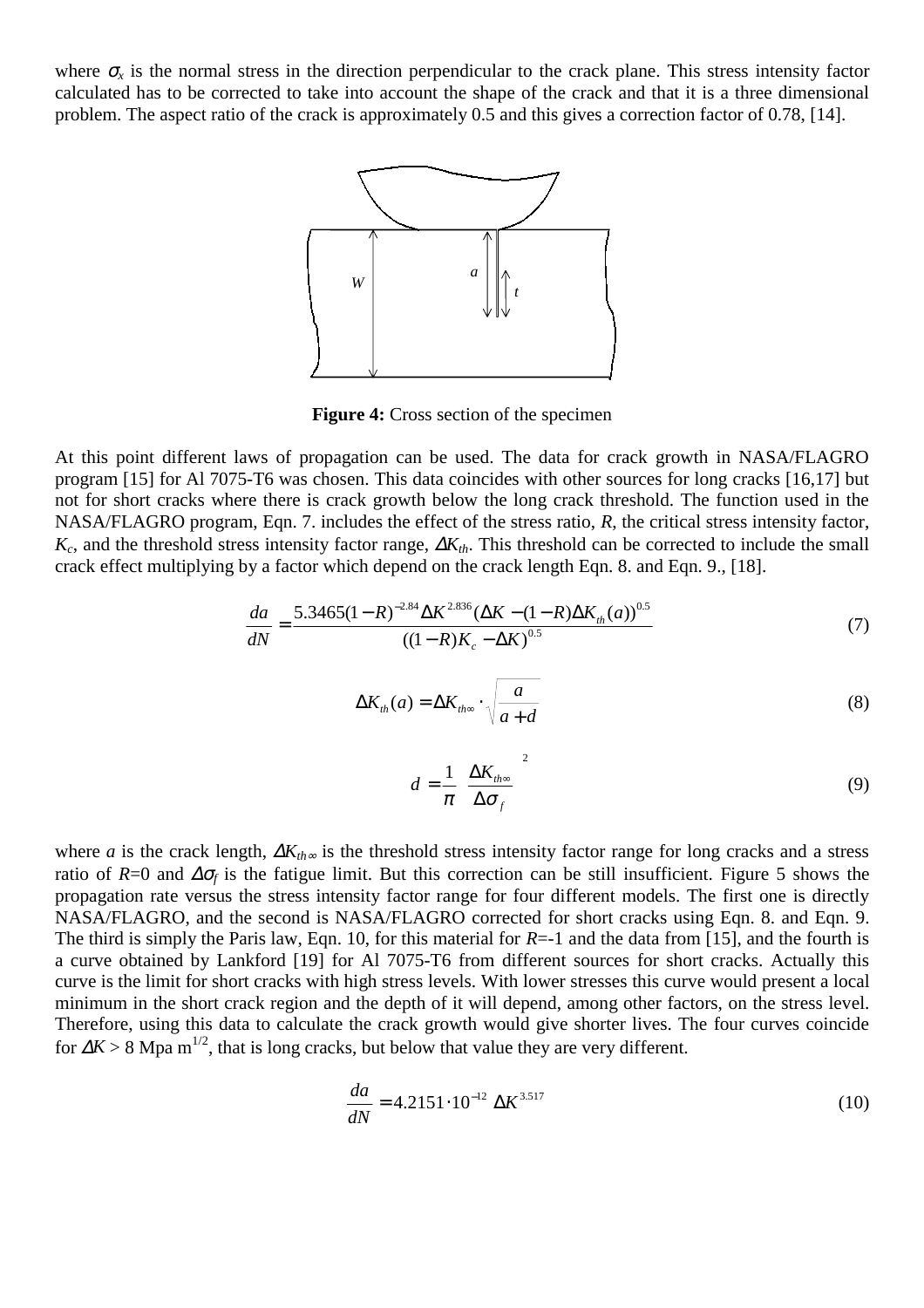where $\sigma_x$ is the normal stress in the direction perpendicular to the crack plane. This stress intensity factor calculated has to be corrected to take into account the shape of the crack and that it is a three dimensional problem. The aspect ratio of the crack is approximately 0.5 and this gives a correction factor of 0.78, [14].

**Figure 4:** Cross section of the specimen

At this point different laws of propagation can be used. The data for crack growth in NASA/FLAGRO program [15] for Al 7075-T6 was chosen. This data coincides with other sources for long cracks [16,17] but not for short cracks where there is crack growth below the long crack threshold. The function used in the NASA/FLAGRO program, Eqn. 7. includes the effect of the stress ratio, $R$, the critical stress intensity factor, $K_c$, and the threshold stress intensity factor range, $\Delta K_{th}$. This threshold can be corrected to include the small crack effect multiplying by a factor which depend on the crack length Eqn. 8. and Eqn. 9., [18].

$$\frac{da}{dN} = \frac{5.3465(1-R)^{-2.84}\Delta K^{2.836}(\Delta K - (1-R)\Delta K_{th}(a))^{0.5}}{((1-R)K_c - \Delta K)^{0.5}} \tag{7}$$

$$\Delta K_{th}(a) = \Delta K_{th\infty} \cdot \sqrt{\frac{a}{a+d}} \tag{8}$$

$$d = \frac{1}{\pi}\left(\frac{\Delta K_{th\infty}}{\Delta \sigma_f}\right)^2 \tag{9}$$

where $a$ is the crack length, $\Delta K_{th\infty}$ is the threshold stress intensity factor range for long cracks and a stress ratio of $R$=0 and $\Delta\sigma_f$ is the fatigue limit. But this correction can be still insufficient. Figure 5 shows the propagation rate versus the stress intensity factor range for four different models. The first one is directly NASA/FLAGRO, and the second is NASA/FLAGRO corrected for short cracks using Eqn. 8. and Eqn. 9. The third is simply the Paris law, Eqn. 10, for this material for $R$=-1 and the data from [15], and the fourth is a curve obtained by Lankford [19] for Al 7075-T6 from different sources for short cracks. Actually this curve is the limit for short cracks with high stress levels. With lower stresses this curve would present a local minimum in the short crack region and the depth of it will depend, among other factors, on the stress level. Therefore, using this data to calculate the crack growth would give shorter lives. The four curves coincide for $\Delta K > 8$ Mpa m$^{1/2}$, that is long cracks, but below that value they are very different.

$$\frac{da}{dN} = 4.2151 \cdot 10^{-12}\ \Delta K^{3.517} \tag{10}$$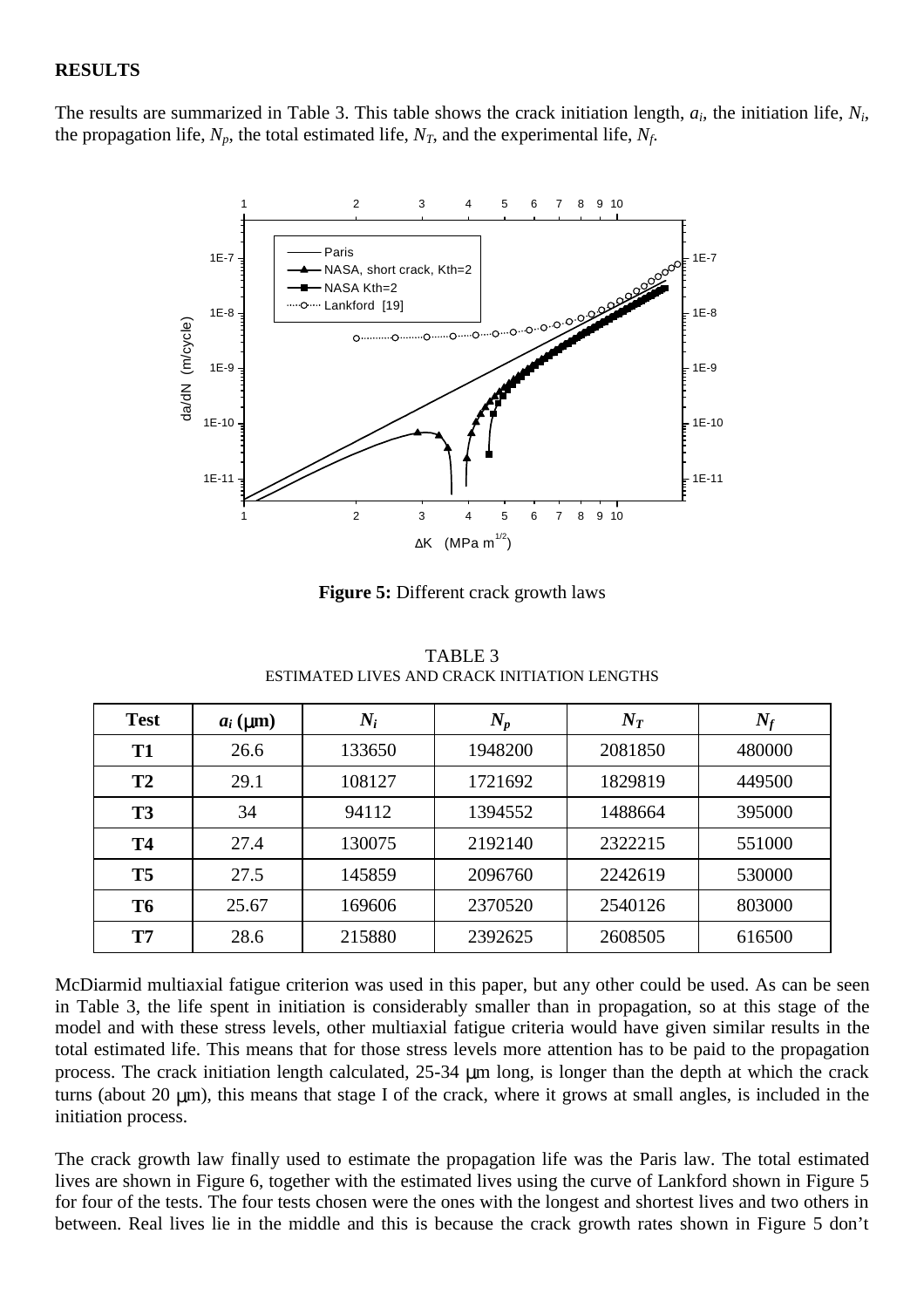## RESULTS

The results are summarized in Table 3. This table shows the crack initiation length, $a_i$, the initiation life, $N_i$, the propagation life, $N_p$, the total estimated life, $N_T$, and the experimental life, $N_f$.

**Figure 5:** Different crack growth laws

TABLE 3
ESTIMATED LIVES AND CRACK INITIATION LENGTHS

| Test | $a_i$ (μm) | $N_i$ | $N_p$ | $N_T$ | $N_f$ |
|---|---|---|---|---|---|
| **T1** | 26.6 | 133650 | 1948200 | 2081850 | 480000 |
| **T2** | 29.1 | 108127 | 1721692 | 1829819 | 449500 |
| **T3** | 34 | 94112 | 1394552 | 1488664 | 395000 |
| **T4** | 27.4 | 130075 | 2192140 | 2322215 | 551000 |
| **T5** | 27.5 | 145859 | 2096760 | 2242619 | 530000 |
| **T6** | 25.67 | 169606 | 2370520 | 2540126 | 803000 |
| **T7** | 28.6 | 215880 | 2392625 | 2608505 | 616500 |

McDiarmid multiaxial fatigue criterion was used in this paper, but any other could be used. As can be seen in Table 3, the life spent in initiation is considerably smaller than in propagation, so at this stage of the model and with these stress levels, other multiaxial fatigue criteria would have given similar results in the total estimated life. This means that for those stress levels more attention has to be paid to the propagation process. The crack initiation length calculated, 25-34 μm long, is longer than the depth at which the crack turns (about 20 μm), this means that stage I of the crack, where it grows at small angles, is included in the initiation process.

The crack growth law finally used to estimate the propagation life was the Paris law. The total estimated lives are shown in Figure 6, together with the estimated lives using the curve of Lankford shown in Figure 5 for four of the tests. The four tests chosen were the ones with the longest and shortest lives and two others in between. Real lives lie in the middle and this is because the crack growth rates shown in Figure 5 don't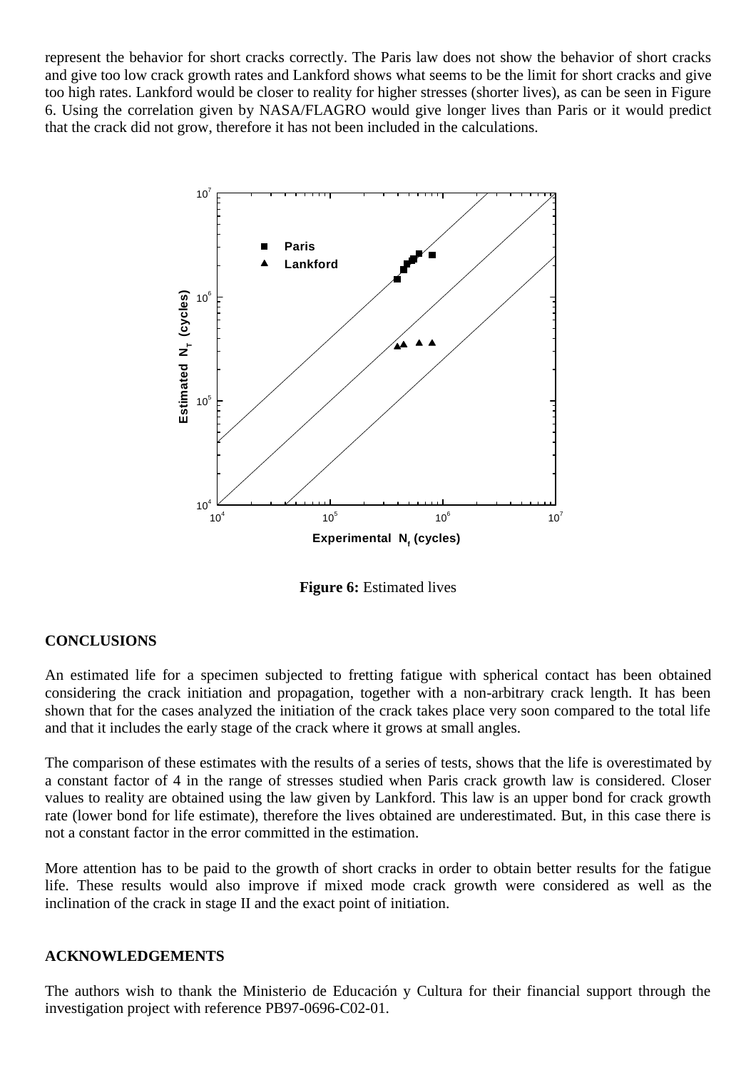represent the behavior for short cracks correctly. The Paris law does not show the behavior of short cracks and give too low crack growth rates and Lankford shows what seems to be the limit for short cracks and give too high rates. Lankford would be closer to reality for higher stresses (shorter lives), as can be seen in Figure 6. Using the correlation given by NASA/FLAGRO would give longer lives than Paris or it would predict that the crack did not grow, therefore it has not been included in the calculations.

**Figure 6:** Estimated lives

## CONCLUSIONS

An estimated life for a specimen subjected to fretting fatigue with spherical contact has been obtained considering the crack initiation and propagation, together with a non-arbitrary crack length. It has been shown that for the cases analyzed the initiation of the crack takes place very soon compared to the total life and that it includes the early stage of the crack where it grows at small angles.

The comparison of these estimates with the results of a series of tests, shows that the life is overestimated by a constant factor of 4 in the range of stresses studied when Paris crack growth law is considered. Closer values to reality are obtained using the law given by Lankford. This law is an upper bond for crack growth rate (lower bond for life estimate), therefore the lives obtained are underestimated. But, in this case there is not a constant factor in the error committed in the estimation.

More attention has to be paid to the growth of short cracks in order to obtain better results for the fatigue life. These results would also improve if mixed mode crack growth were considered as well as the inclination of the crack in stage II and the exact point of initiation.

## ACKNOWLEDGEMENTS

The authors wish to thank the Ministerio de Educación y Cultura for their financial support through the investigation project with reference PB97-0696-C02-01.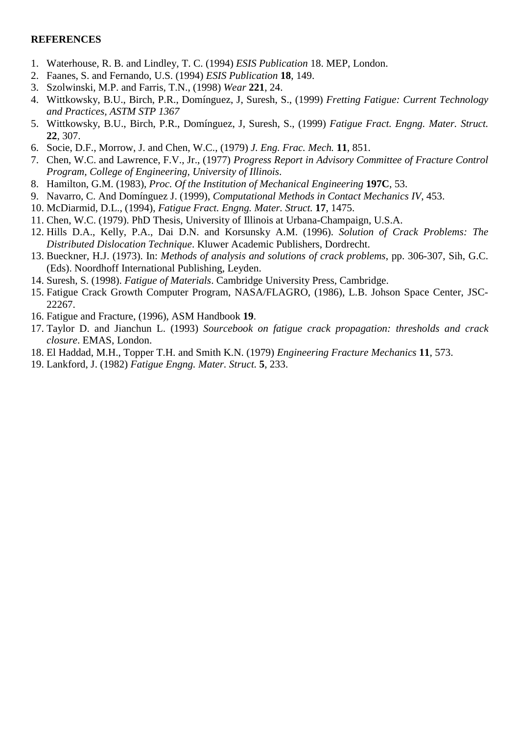**REFERENCES**

1. Waterhouse, R. B. and Lindley, T. C. (1994) *ESIS Publication* 18. MEP, London.
2. Faanes, S. and Fernando, U.S. (1994) *ESIS Publication* **18**, 149.
3. Szolwinski, M.P. and Farris, T.N., (1998) *Wear* **221**, 24.
4. Wittkowsky, B.U., Birch, P.R., Domínguez, J, Suresh, S., (1999) *Fretting Fatigue: Current Technology and Practices, ASTM STP 1367*
5. Wittkowsky, B.U., Birch, P.R., Domínguez, J, Suresh, S., (1999) *Fatigue Fract. Engng. Mater. Struct.* **22**, 307.
6. Socie, D.F., Morrow, J. and Chen, W.C., (1979) *J. Eng. Frac. Mech.* **11**, 851.
7. Chen, W.C. and Lawrence, F.V., Jr., (1977) *Progress Report in Advisory Committee of Fracture Control Program, College of Engineering, University of Illinois*.
8. Hamilton, G.M. (1983), *Proc. Of the Institution of Mechanical Engineering* **197C**, 53.
9. Navarro, C. And Domínguez J. (1999), *Computational Methods in Contact Mechanics IV*, 453.
10. McDiarmid, D.L., (1994), *Fatigue Fract. Engng. Mater. Struct.* **17**, 1475.
11. Chen, W.C. (1979). PhD Thesis, University of Illinois at Urbana-Champaign, U.S.A.
12. Hills D.A., Kelly, P.A., Dai D.N. and Korsunsky A.M. (1996). *Solution of Crack Problems: The Distributed Dislocation Technique*. Kluwer Academic Publishers, Dordrecht.
13. Bueckner, H.J. (1973). In: *Methods of analysis and solutions of crack problems*, pp. 306-307, Sih, G.C. (Eds). Noordhoff International Publishing, Leyden.
14. Suresh, S. (1998). *Fatigue of Materials*. Cambridge University Press, Cambridge.
15. Fatigue Crack Growth Computer Program, NASA/FLAGRO, (1986), L.B. Johson Space Center, JSC-22267.
16. Fatigue and Fracture, (1996), ASM Handbook **19**.
17. Taylor D. and Jianchun L. (1993) *Sourcebook on fatigue crack propagation: thresholds and crack closure*. EMAS, London.
18. El Haddad, M.H., Topper T.H. and Smith K.N. (1979) *Engineering Fracture Mechanics* **11**, 573.
19. Lankford, J. (1982) *Fatigue Engng. Mater. Struct.* **5**, 233.